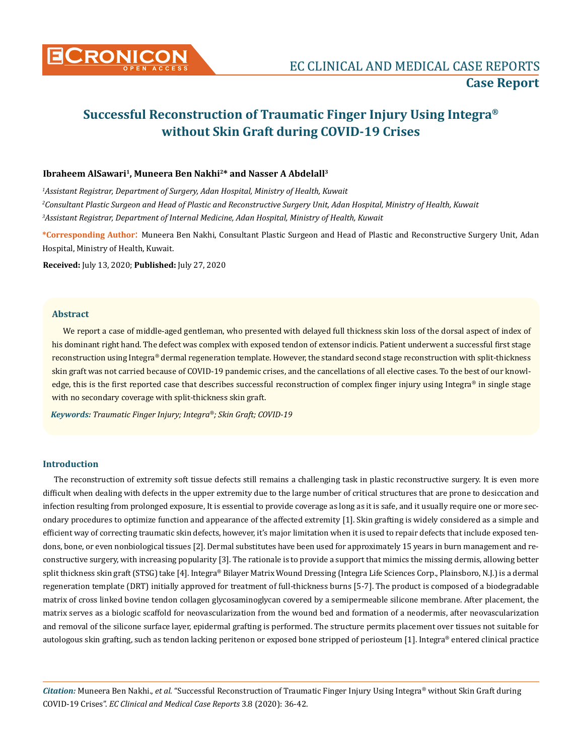# Successful Reconstruction of Traumatic Finger Injury Using Integra® without Skin Graft during COVID-19 Crises

**Ibraheem AlSawari[1], Muneera Ben Nakhi[2]* and Nasser A Abdelall[3]**

*[1]Assistant Registrar, Department of Surgery, Adan Hospital, Ministry of Health, Kuwait*

*[2]Consultant Plastic Surgeon and Head of Plastic and Reconstructive Surgery Unit, Adan Hospital, Ministry of Health, Kuwait*

*[3]Assistant Registrar, Department of Internal Medicine, Adan Hospital, Ministry of Health, Kuwait*

**\*Corresponding Author:** Muneera Ben Nakhi, Consultant Plastic Surgeon and Head of Plastic and Reconstructive Surgery Unit, Adan Hospital, Ministry of Health, Kuwait.

**Received:** July 13, 2020; **Published:** July 27, 2020

## Abstract

We report a case of middle-aged gentleman, who presented with delayed full thickness skin loss of the dorsal aspect of index of his dominant right hand. The defect was complex with exposed tendon of extensor indicis. Patient underwent a successful first stage reconstruction using Integra® dermal regeneration template. However, the standard second stage reconstruction with split-thickness skin graft was not carried because of COVID-19 pandemic crises, and the cancellations of all elective cases. To the best of our knowledge, this is the first reported case that describes successful reconstruction of complex finger injury using Integra® in single stage with no secondary coverage with split-thickness skin graft.

***Keywords:*** *Traumatic Finger Injury; Integra®; Skin Graft; COVID-19*

## Introduction

The reconstruction of extremity soft tissue defects still remains a challenging task in plastic reconstructive surgery. It is even more difficult when dealing with defects in the upper extremity due to the large number of critical structures that are prone to desiccation and infection resulting from prolonged exposure, It is essential to provide coverage as long as it is safe, and it usually require one or more secondary procedures to optimize function and appearance of the affected extremity [1]. Skin grafting is widely considered as a simple and efficient way of correcting traumatic skin defects, however, it's major limitation when it is used to repair defects that include exposed tendons, bone, or even nonbiological tissues [2]. Dermal substitutes have been used for approximately 15 years in burn management and reconstructive surgery, with increasing popularity [3]. The rationale is to provide a support that mimics the missing dermis, allowing better split thickness skin graft (STSG) take [4]. Integra® Bilayer Matrix Wound Dressing (Integra Life Sciences Corp., Plainsboro, N.J.) is a dermal regeneration template (DRT) initially approved for treatment of full-thickness burns [5-7]. The product is composed of a biodegradable matrix of cross linked bovine tendon collagen glycosaminoglycan covered by a semipermeable silicone membrane. After placement, the matrix serves as a biologic scaffold for neovascularization from the wound bed and formation of a neodermis, after neovascularization and removal of the silicone surface layer, epidermal grafting is performed. The structure permits placement over tissues not suitable for autologous skin grafting, such as tendon lacking peritenon or exposed bone stripped of periosteum [1]. Integra® entered clinical practice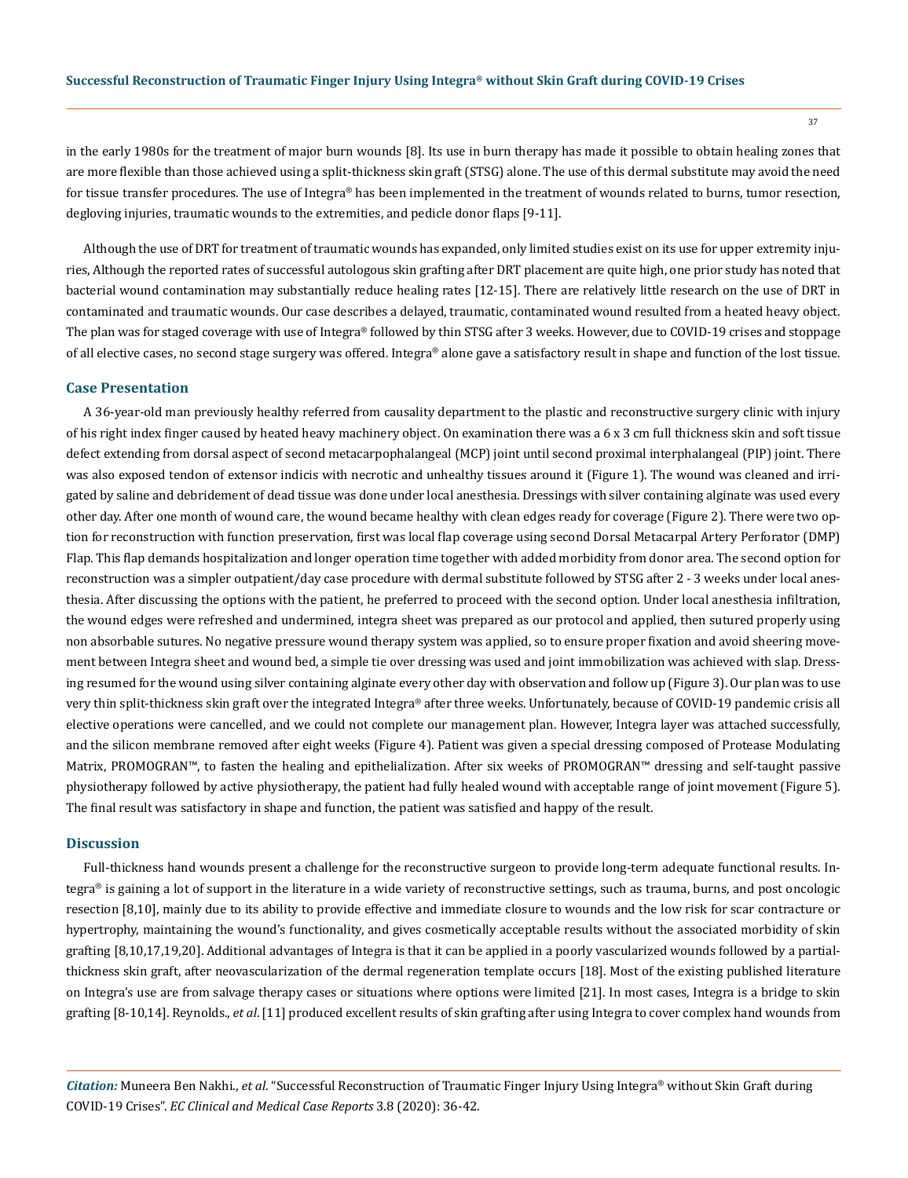in the early 1980s for the treatment of major burn wounds [8]. Its use in burn therapy has made it possible to obtain healing zones that are more flexible than those achieved using a split-thickness skin graft (STSG) alone. The use of this dermal substitute may avoid the need for tissue transfer procedures. The use of Integra® has been implemented in the treatment of wounds related to burns, tumor resection, degloving injuries, traumatic wounds to the extremities, and pedicle donor flaps [9-11].

Although the use of DRT for treatment of traumatic wounds has expanded, only limited studies exist on its use for upper extremity injuries, Although the reported rates of successful autologous skin grafting after DRT placement are quite high, one prior study has noted that bacterial wound contamination may substantially reduce healing rates [12-15]. There are relatively little research on the use of DRT in contaminated and traumatic wounds. Our case describes a delayed, traumatic, contaminated wound resulted from a heated heavy object. The plan was for staged coverage with use of Integra® followed by thin STSG after 3 weeks. However, due to COVID-19 crises and stoppage of all elective cases, no second stage surgery was offered. Integra® alone gave a satisfactory result in shape and function of the lost tissue.

## Case Presentation

A 36-year-old man previously healthy referred from causality department to the plastic and reconstructive surgery clinic with injury of his right index finger caused by heated heavy machinery object. On examination there was a 6 x 3 cm full thickness skin and soft tissue defect extending from dorsal aspect of second metacarpophalangeal (MCP) joint until second proximal interphalangeal (PIP) joint. There was also exposed tendon of extensor indicis with necrotic and unhealthy tissues around it (Figure 1). The wound was cleaned and irrigated by saline and debridement of dead tissue was done under local anesthesia. Dressings with silver containing alginate was used every other day. After one month of wound care, the wound became healthy with clean edges ready for coverage (Figure 2). There were two option for reconstruction with function preservation, first was local flap coverage using second Dorsal Metacarpal Artery Perforator (DMP) Flap. This flap demands hospitalization and longer operation time together with added morbidity from donor area. The second option for reconstruction was a simpler outpatient/day case procedure with dermal substitute followed by STSG after 2 - 3 weeks under local anesthesia. After discussing the options with the patient, he preferred to proceed with the second option. Under local anesthesia infiltration, the wound edges were refreshed and undermined, integra sheet was prepared as our protocol and applied, then sutured properly using non absorbable sutures. No negative pressure wound therapy system was applied, so to ensure proper fixation and avoid sheering movement between Integra sheet and wound bed, a simple tie over dressing was used and joint immobilization was achieved with slap. Dressing resumed for the wound using silver containing alginate every other day with observation and follow up (Figure 3). Our plan was to use very thin split-thickness skin graft over the integrated Integra® after three weeks. Unfortunately, because of COVID-19 pandemic crisis all elective operations were cancelled, and we could not complete our management plan. However, Integra layer was attached successfully, and the silicon membrane removed after eight weeks (Figure 4). Patient was given a special dressing composed of Protease Modulating Matrix, PROMOGRAN™, to fasten the healing and epithelialization. After six weeks of PROMOGRAN™ dressing and self-taught passive physiotherapy followed by active physiotherapy, the patient had fully healed wound with acceptable range of joint movement (Figure 5). The final result was satisfactory in shape and function, the patient was satisfied and happy of the result.

## Discussion

Full-thickness hand wounds present a challenge for the reconstructive surgeon to provide long-term adequate functional results. Integra® is gaining a lot of support in the literature in a wide variety of reconstructive settings, such as trauma, burns, and post oncologic resection [8,10], mainly due to its ability to provide effective and immediate closure to wounds and the low risk for scar contracture or hypertrophy, maintaining the wound's functionality, and gives cosmetically acceptable results without the associated morbidity of skin grafting [8,10,17,19,20]. Additional advantages of Integra is that it can be applied in a poorly vascularized wounds followed by a partial-thickness skin graft, after neovascularization of the dermal regeneration template occurs [18]. Most of the existing published literature on Integra's use are from salvage therapy cases or situations where options were limited [21]. In most cases, Integra is a bridge to skin grafting [8-10,14]. Reynolds., *et al*. [11] produced excellent results of skin grafting after using Integra to cover complex hand wounds from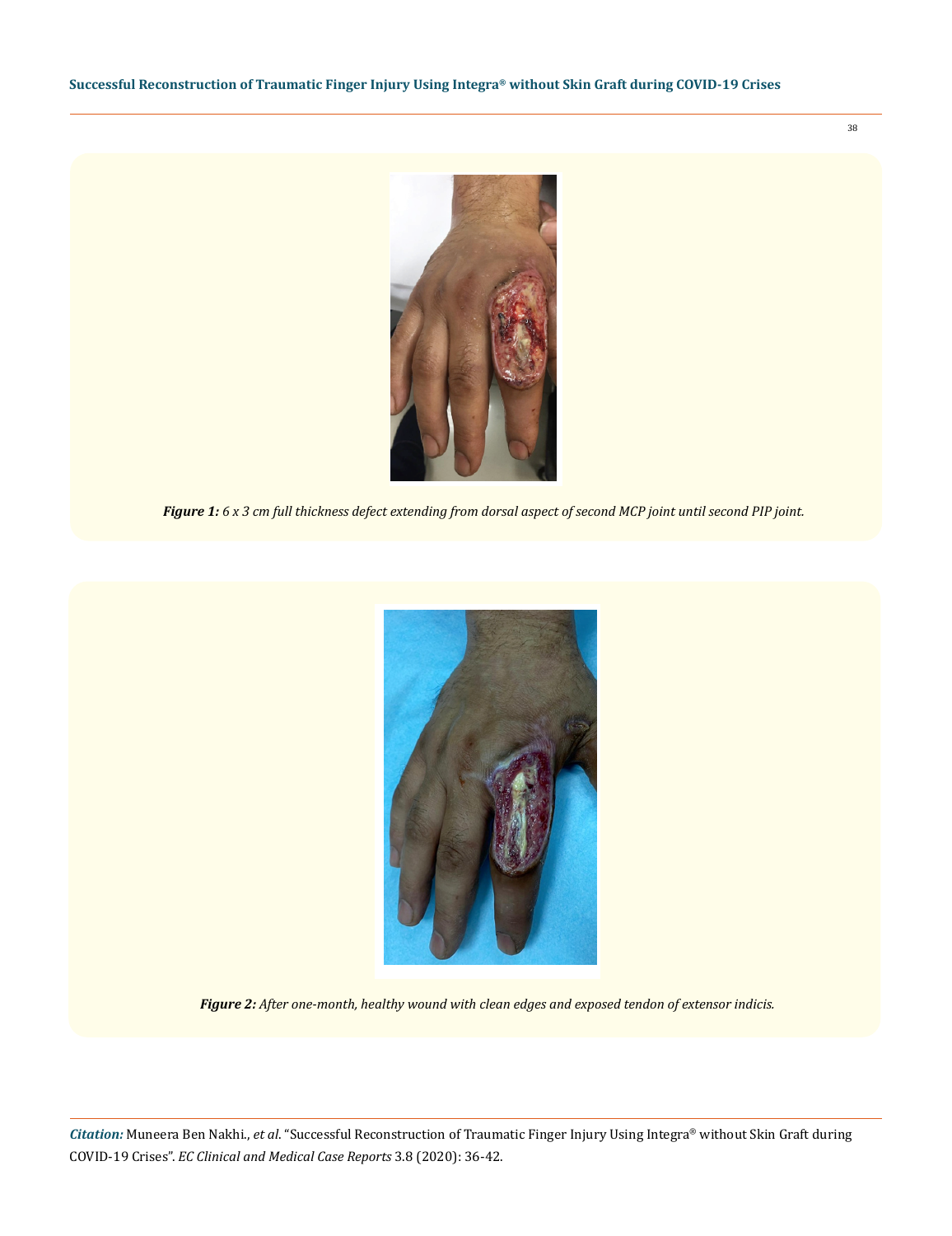*Figure 1: 6 x 3 cm full thickness defect extending from dorsal aspect of second MCP joint until second PIP joint.*

*Figure 2: After one-month, healthy wound with clean edges and exposed tendon of extensor indicis.*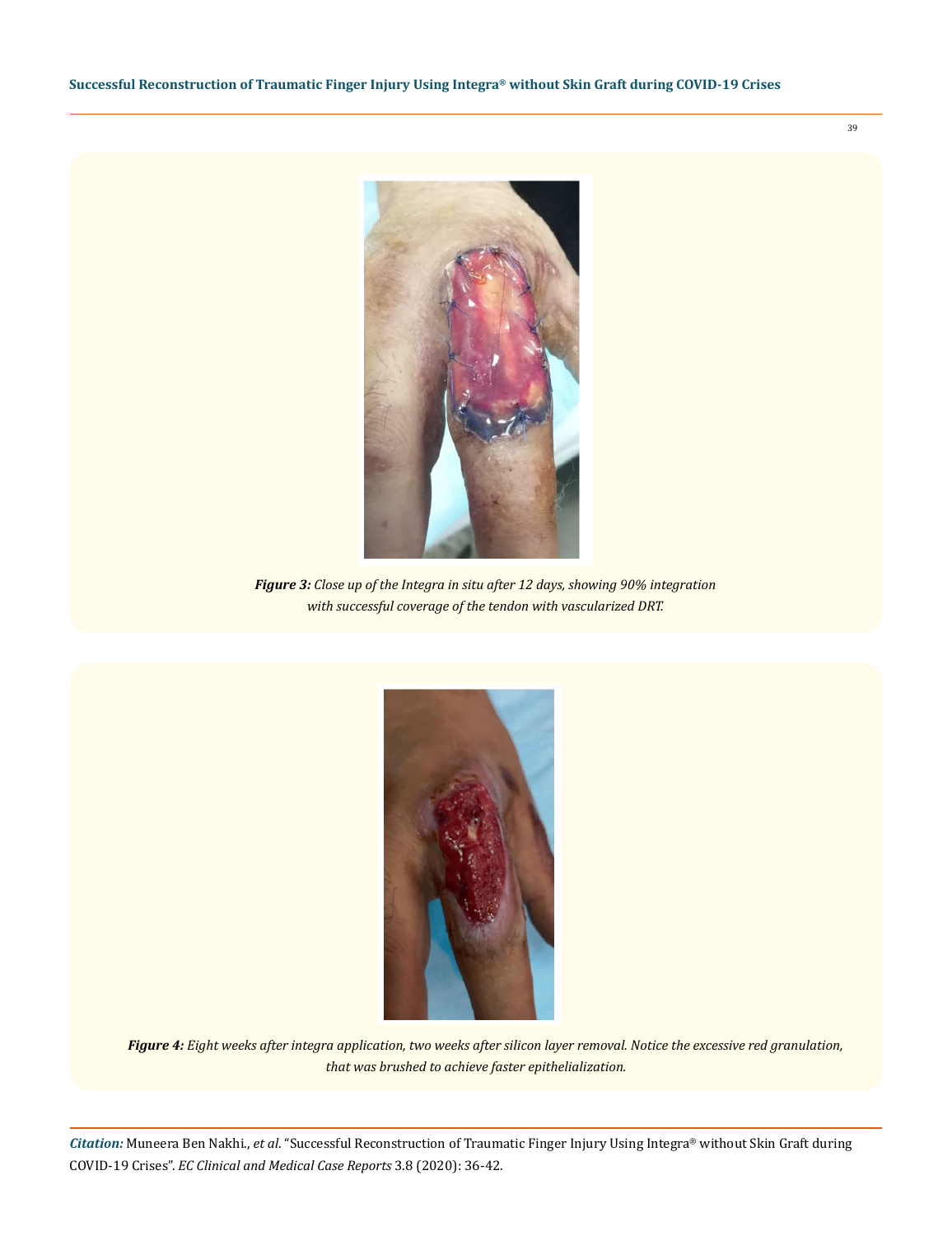*Figure 3: Close up of the Integra in situ after 12 days, showing 90% integration with successful coverage of the tendon with vascularized DRT.*

*Figure 4: Eight weeks after integra application, two weeks after silicon layer removal. Notice the excessive red granulation, that was brushed to achieve faster epithelialization.*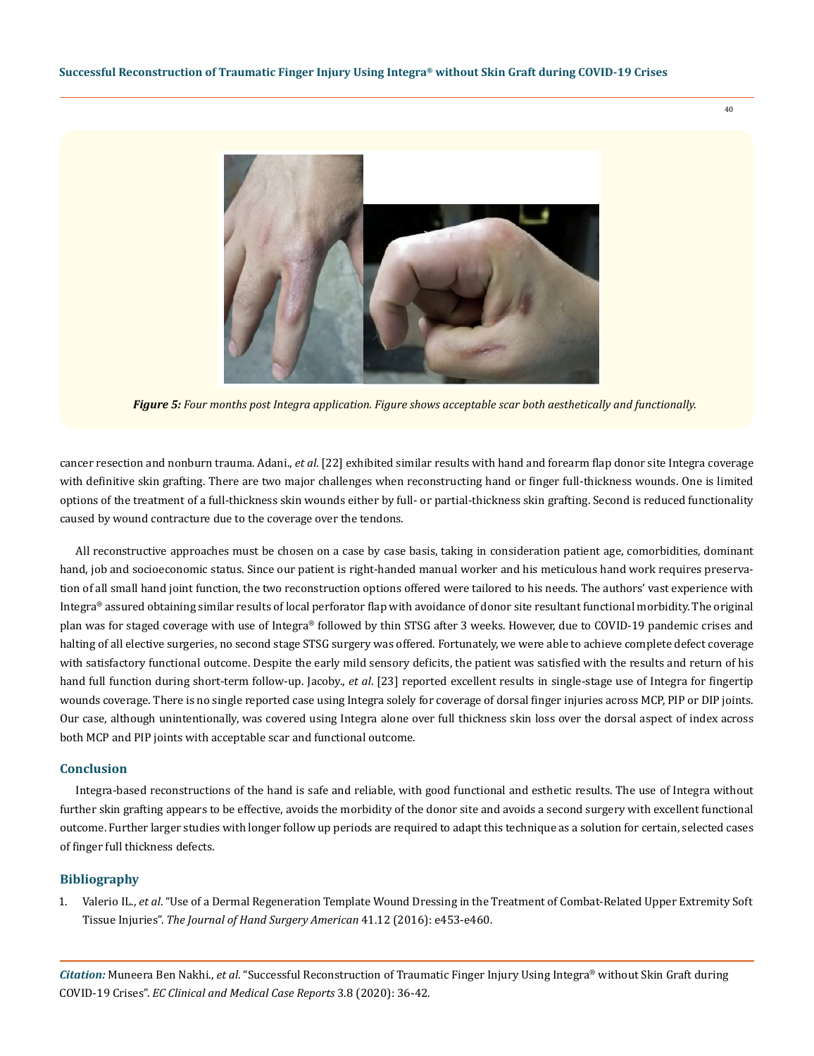*Figure 5: Four months post Integra application. Figure shows acceptable scar both aesthetically and functionally.*

cancer resection and nonburn trauma. Adani., *et al*. [22] exhibited similar results with hand and forearm flap donor site Integra coverage with definitive skin grafting. There are two major challenges when reconstructing hand or finger full-thickness wounds. One is limited options of the treatment of a full-thickness skin wounds either by full- or partial-thickness skin grafting. Second is reduced functionality caused by wound contracture due to the coverage over the tendons.

All reconstructive approaches must be chosen on a case by case basis, taking in consideration patient age, comorbidities, dominant hand, job and socioeconomic status. Since our patient is right-handed manual worker and his meticulous hand work requires preservation of all small hand joint function, the two reconstruction options offered were tailored to his needs. The authors' vast experience with Integra® assured obtaining similar results of local perforator flap with avoidance of donor site resultant functional morbidity. The original plan was for staged coverage with use of Integra® followed by thin STSG after 3 weeks. However, due to COVID-19 pandemic crises and halting of all elective surgeries, no second stage STSG surgery was offered. Fortunately, we were able to achieve complete defect coverage with satisfactory functional outcome. Despite the early mild sensory deficits, the patient was satisfied with the results and return of his hand full function during short-term follow-up. Jacoby., *et al*. [23] reported excellent results in single-stage use of Integra for fingertip wounds coverage. There is no single reported case using Integra solely for coverage of dorsal finger injuries across MCP, PIP or DIP joints. Our case, although unintentionally, was covered using Integra alone over full thickness skin loss over the dorsal aspect of index across both MCP and PIP joints with acceptable scar and functional outcome.

## Conclusion

Integra-based reconstructions of the hand is safe and reliable, with good functional and esthetic results. The use of Integra without further skin grafting appears to be effective, avoids the morbidity of the donor site and avoids a second surgery with excellent functional outcome. Further larger studies with longer follow up periods are required to adapt this technique as a solution for certain, selected cases of finger full thickness defects.

## Bibliography

1. Valerio IL., *et al*. "Use of a Dermal Regeneration Template Wound Dressing in the Treatment of Combat-Related Upper Extremity Soft Tissue Injuries". *The Journal of Hand Surgery American* 41.12 (2016): e453-e460.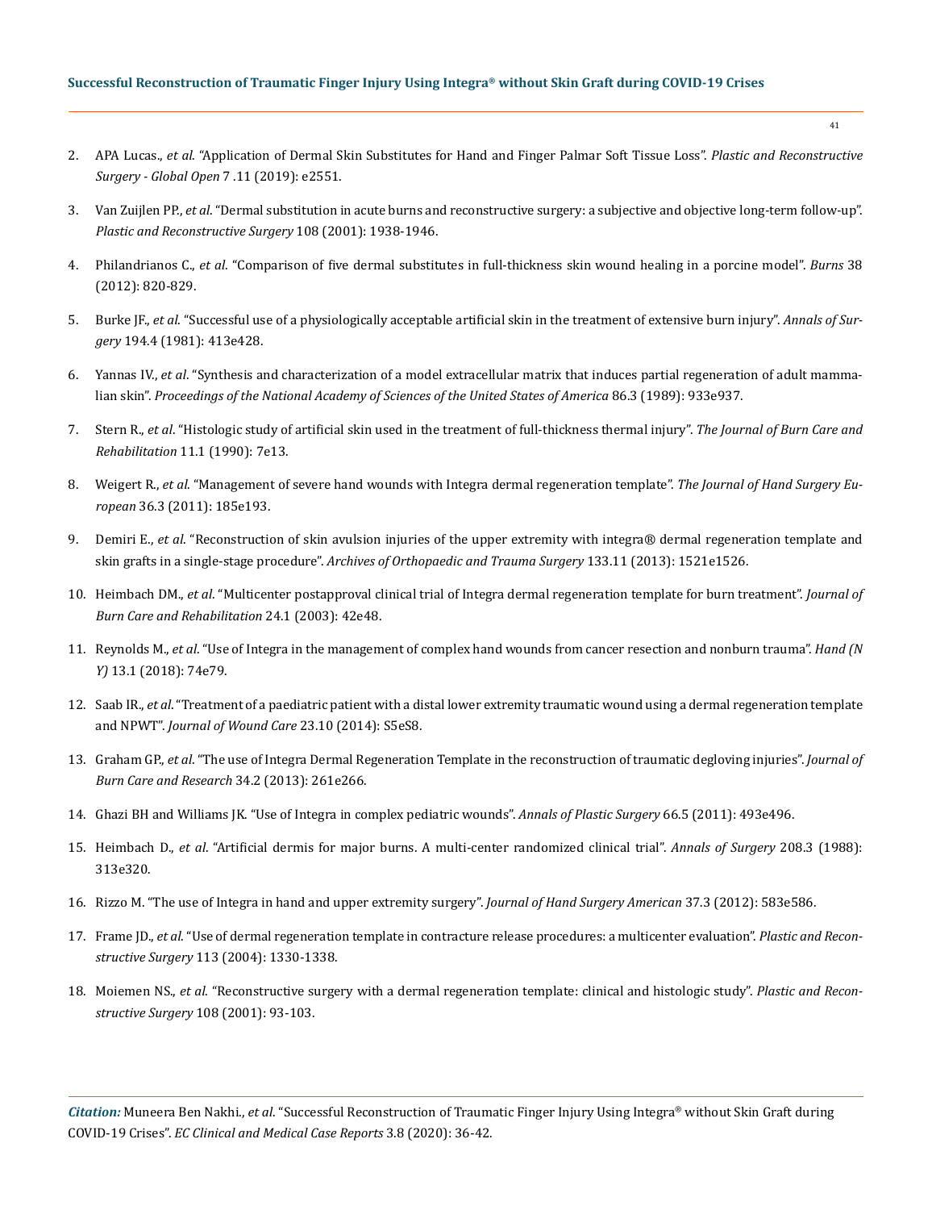2. APA Lucas., *et al*. "Application of Dermal Skin Substitutes for Hand and Finger Palmar Soft Tissue Loss". *Plastic and Reconstructive Surgery - Global Open* 7 .11 (2019): e2551.

3. Van Zuijlen PP., *et al*. "Dermal substitution in acute burns and reconstructive surgery: a subjective and objective long-term follow-up". *Plastic and Reconstructive Surgery* 108 (2001): 1938-1946.

4. Philandrianos C., *et al*. "Comparison of five dermal substitutes in full-thickness skin wound healing in a porcine model". *Burns* 38 (2012): 820-829.

5. Burke JF., *et al*. "Successful use of a physiologically acceptable artificial skin in the treatment of extensive burn injury". *Annals of Surgery* 194.4 (1981): 413e428.

6. Yannas IV., *et al*. "Synthesis and characterization of a model extracellular matrix that induces partial regeneration of adult mammalian skin". *Proceedings of the National Academy of Sciences of the United States of America* 86.3 (1989): 933e937.

7. Stern R., *et al*. "Histologic study of artificial skin used in the treatment of full-thickness thermal injury". *The Journal of Burn Care and Rehabilitation* 11.1 (1990): 7e13.

8. Weigert R., *et al*. "Management of severe hand wounds with Integra dermal regeneration template". *The Journal of Hand Surgery European* 36.3 (2011): 185e193.

9. Demiri E., *et al*. "Reconstruction of skin avulsion injuries of the upper extremity with integra® dermal regeneration template and skin grafts in a single-stage procedure". *Archives of Orthopaedic and Trauma Surgery* 133.11 (2013): 1521e1526.

10. Heimbach DM., *et al*. "Multicenter postapproval clinical trial of Integra dermal regeneration template for burn treatment". *Journal of Burn Care and Rehabilitation* 24.1 (2003): 42e48.

11. Reynolds M., *et al*. "Use of Integra in the management of complex hand wounds from cancer resection and nonburn trauma". *Hand (N Y)* 13.1 (2018): 74e79.

12. Saab IR., *et al*. "Treatment of a paediatric patient with a distal lower extremity traumatic wound using a dermal regeneration template and NPWT". *Journal of Wound Care* 23.10 (2014): S5eS8.

13. Graham GP., *et al*. "The use of Integra Dermal Regeneration Template in the reconstruction of traumatic degloving injuries". *Journal of Burn Care and Research* 34.2 (2013): 261e266.

14. Ghazi BH and Williams JK. "Use of Integra in complex pediatric wounds". *Annals of Plastic Surgery* 66.5 (2011): 493e496.

15. Heimbach D., *et al*. "Artificial dermis for major burns. A multi-center randomized clinical trial". *Annals of Surgery* 208.3 (1988): 313e320.

16. Rizzo M. "The use of Integra in hand and upper extremity surgery". *Journal of Hand Surgery American* 37.3 (2012): 583e586.

17. Frame JD., *et al*. "Use of dermal regeneration template in contracture release procedures: a multicenter evaluation". *Plastic and Reconstructive Surgery* 113 (2004): 1330-1338.

18. Moiemen NS., *et al*. "Reconstructive surgery with a dermal regeneration template: clinical and histologic study". *Plastic and Reconstructive Surgery* 108 (2001): 93-103.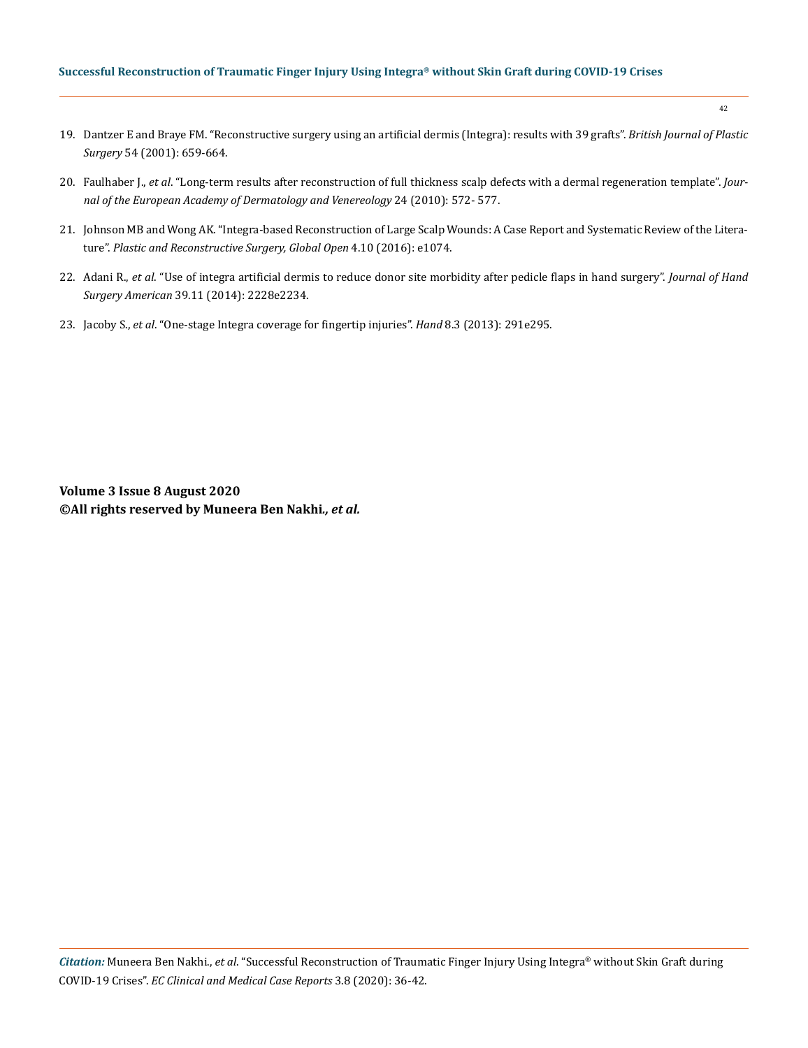19. Dantzer E and Braye FM. "Reconstructive surgery using an artificial dermis (Integra): results with 39 grafts". *British Journal of Plastic Surgery* 54 (2001): 659-664.

20. Faulhaber J., *et al*. "Long-term results after reconstruction of full thickness scalp defects with a dermal regeneration template". *Journal of the European Academy of Dermatology and Venereology* 24 (2010): 572- 577.

21. Johnson MB and Wong AK. "Integra-based Reconstruction of Large Scalp Wounds: A Case Report and Systematic Review of the Literature". *Plastic and Reconstructive Surgery, Global Open* 4.10 (2016): e1074.

22. Adani R., *et al*. "Use of integra artificial dermis to reduce donor site morbidity after pedicle flaps in hand surgery". *Journal of Hand Surgery American* 39.11 (2014): 2228e2234.

23. Jacoby S., *et al*. "One-stage Integra coverage for fingertip injuries". *Hand* 8.3 (2013): 291e295.

**Volume 3 Issue 8 August 2020**
**©All rights reserved by Muneera Ben Nakhi., *et al.***